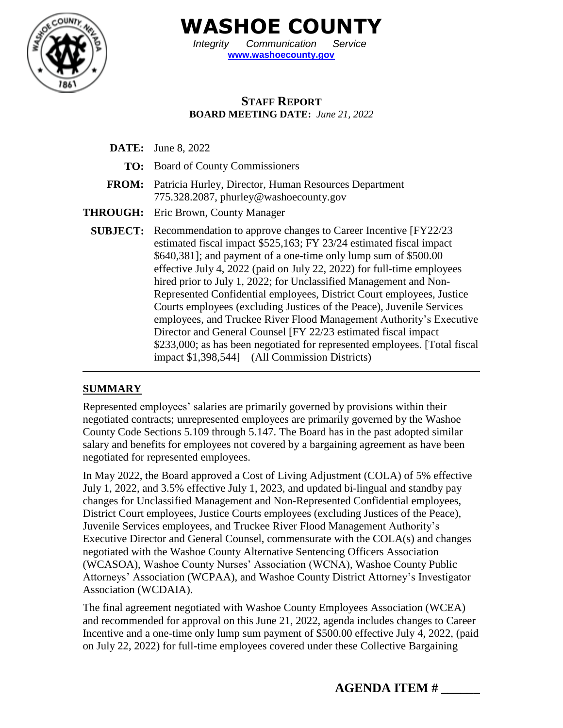# WASHOE COUNTY

*Integrity Communication Service*
**www.washoecounty.gov**

**STAFF REPORT**
**BOARD MEETING DATE:** *June 21, 2022*

**DATE:** June 8, 2022

**TO:** Board of County Commissioners

**FROM:** Patricia Hurley, Director, Human Resources Department
775.328.2087, phurley@washoecounty.gov

**THROUGH:** Eric Brown, County Manager

**SUBJECT:** Recommendation to approve changes to Career Incentive [FY22/23 estimated fiscal impact $525,163; FY 23/24 estimated fiscal impact $640,381]; and payment of a one-time only lump sum of $500.00 effective July 4, 2022 (paid on July 22, 2022) for full-time employees hired prior to July 1, 2022; for Unclassified Management and Non-Represented Confidential employees, District Court employees, Justice Courts employees (excluding Justices of the Peace), Juvenile Services employees, and Truckee River Flood Management Authority's Executive Director and General Counsel [FY 22/23 estimated fiscal impact $233,000; as has been negotiated for represented employees. [Total fiscal impact $1,398,544] (All Commission Districts)

## SUMMARY

Represented employees' salaries are primarily governed by provisions within their negotiated contracts; unrepresented employees are primarily governed by the Washoe County Code Sections 5.109 through 5.147. The Board has in the past adopted similar salary and benefits for employees not covered by a bargaining agreement as have been negotiated for represented employees.

In May 2022, the Board approved a Cost of Living Adjustment (COLA) of 5% effective July 1, 2022, and 3.5% effective July 1, 2023, and updated bi-lingual and standby pay changes for Unclassified Management and Non-Represented Confidential employees, District Court employees, Justice Courts employees (excluding Justices of the Peace), Juvenile Services employees, and Truckee River Flood Management Authority's Executive Director and General Counsel, commensurate with the COLA(s) and changes negotiated with the Washoe County Alternative Sentencing Officers Association (WCASOA), Washoe County Nurses' Association (WCNA), Washoe County Public Attorneys' Association (WCPAA), and Washoe County District Attorney's Investigator Association (WCDAIA).

The final agreement negotiated with Washoe County Employees Association (WCEA) and recommended for approval on this June 21, 2022, agenda includes changes to Career Incentive and a one-time only lump sum payment of $500.00 effective July 4, 2022, (paid on July 22, 2022) for full-time employees covered under these Collective Bargaining

**AGENDA ITEM # ______**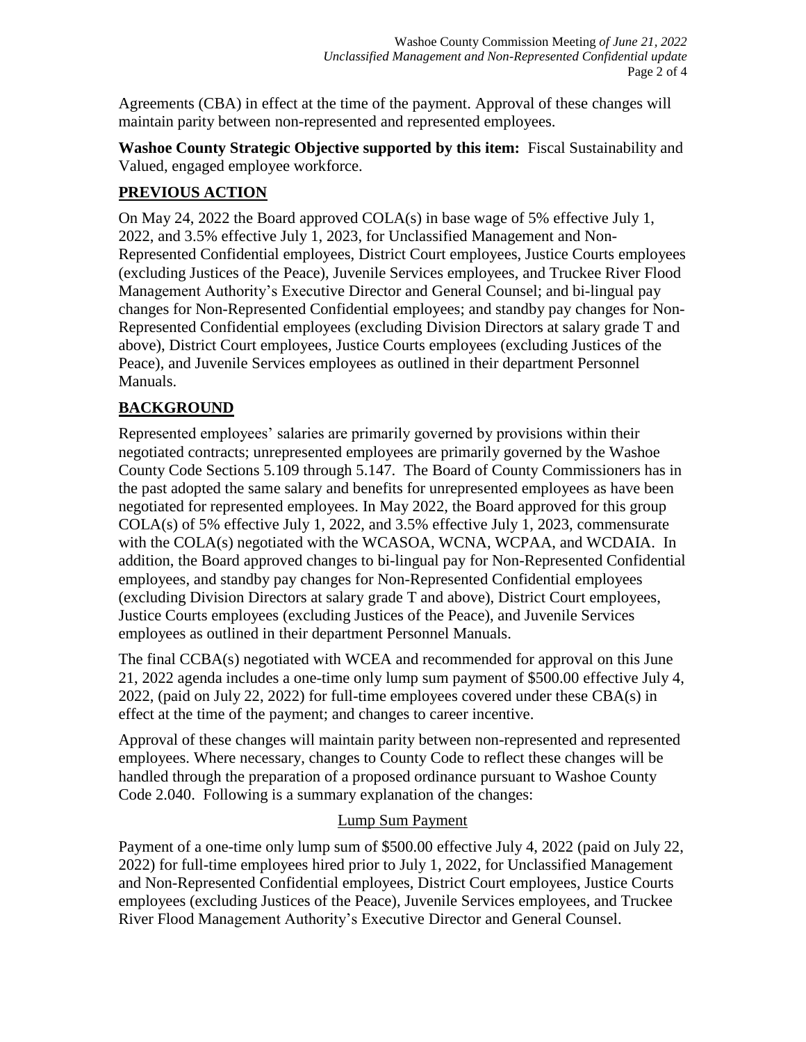Agreements (CBA) in effect at the time of the payment. Approval of these changes will maintain parity between non-represented and represented employees.

**Washoe County Strategic Objective supported by this item:** Fiscal Sustainability and Valued, engaged employee workforce.

## PREVIOUS ACTION

On May 24, 2022 the Board approved COLA(s) in base wage of 5% effective July 1, 2022, and 3.5% effective July 1, 2023, for Unclassified Management and Non-Represented Confidential employees, District Court employees, Justice Courts employees (excluding Justices of the Peace), Juvenile Services employees, and Truckee River Flood Management Authority's Executive Director and General Counsel; and bi-lingual pay changes for Non-Represented Confidential employees; and standby pay changes for Non-Represented Confidential employees (excluding Division Directors at salary grade T and above), District Court employees, Justice Courts employees (excluding Justices of the Peace), and Juvenile Services employees as outlined in their department Personnel Manuals.

## BACKGROUND

Represented employees' salaries are primarily governed by provisions within their negotiated contracts; unrepresented employees are primarily governed by the Washoe County Code Sections 5.109 through 5.147. The Board of County Commissioners has in the past adopted the same salary and benefits for unrepresented employees as have been negotiated for represented employees. In May 2022, the Board approved for this group COLA(s) of 5% effective July 1, 2022, and 3.5% effective July 1, 2023, commensurate with the COLA(s) negotiated with the WCASOA, WCNA, WCPAA, and WCDAIA. In addition, the Board approved changes to bi-lingual pay for Non-Represented Confidential employees, and standby pay changes for Non-Represented Confidential employees (excluding Division Directors at salary grade T and above), District Court employees, Justice Courts employees (excluding Justices of the Peace), and Juvenile Services employees as outlined in their department Personnel Manuals.

The final CCBA(s) negotiated with WCEA and recommended for approval on this June 21, 2022 agenda includes a one-time only lump sum payment of $500.00 effective July 4, 2022, (paid on July 22, 2022) for full-time employees covered under these CBA(s) in effect at the time of the payment; and changes to career incentive.

Approval of these changes will maintain parity between non-represented and represented employees. Where necessary, changes to County Code to reflect these changes will be handled through the preparation of a proposed ordinance pursuant to Washoe County Code 2.040. Following is a summary explanation of the changes:

### Lump Sum Payment

Payment of a one-time only lump sum of $500.00 effective July 4, 2022 (paid on July 22, 2022) for full-time employees hired prior to July 1, 2022, for Unclassified Management and Non-Represented Confidential employees, District Court employees, Justice Courts employees (excluding Justices of the Peace), Juvenile Services employees, and Truckee River Flood Management Authority's Executive Director and General Counsel.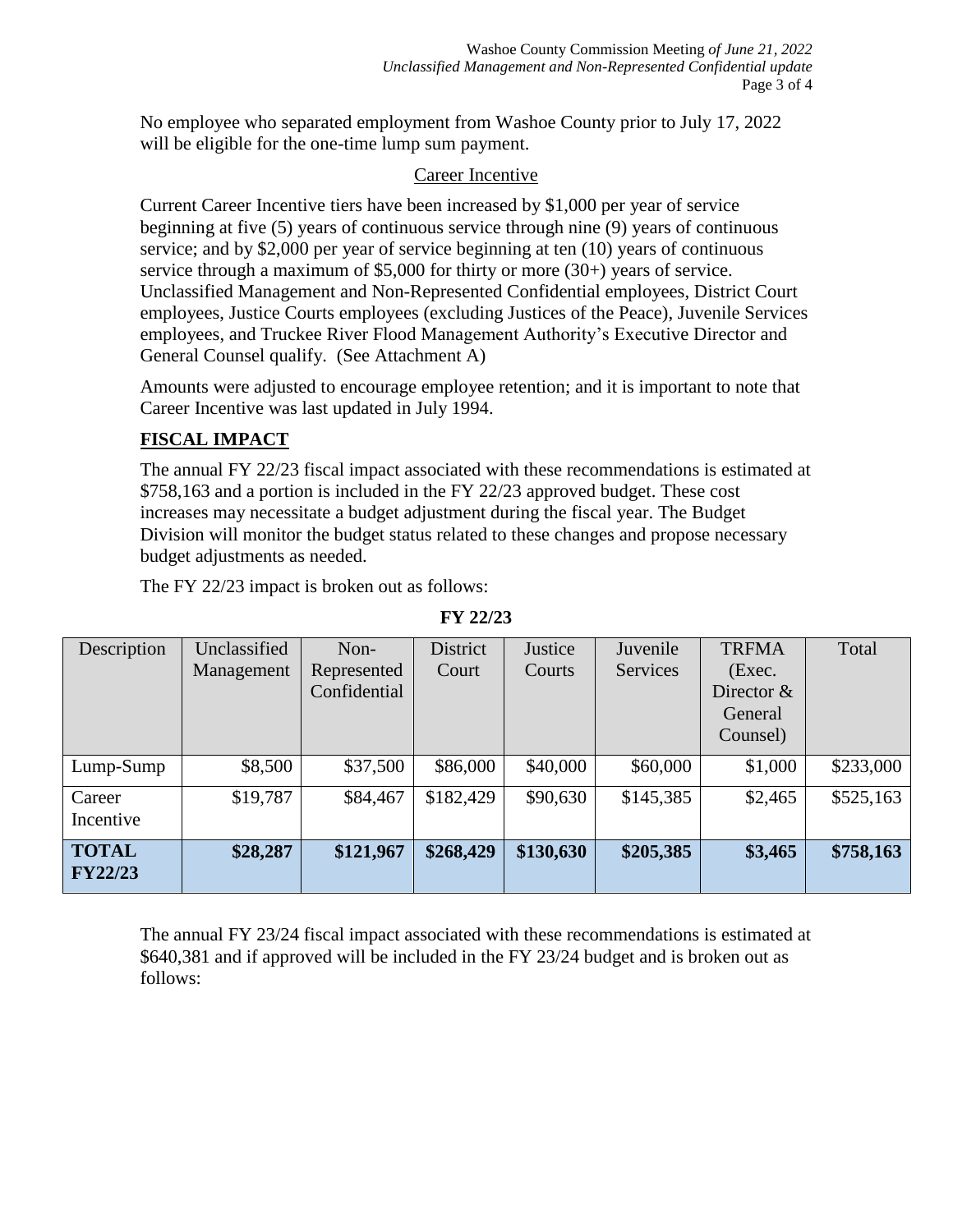No employee who separated employment from Washoe County prior to July 17, 2022 will be eligible for the one-time lump sum payment.

Career Incentive

Current Career Incentive tiers have been increased by $1,000 per year of service beginning at five (5) years of continuous service through nine (9) years of continuous service; and by $2,000 per year of service beginning at ten (10) years of continuous service through a maximum of $5,000 for thirty or more (30+) years of service. Unclassified Management and Non-Represented Confidential employees, District Court employees, Justice Courts employees (excluding Justices of the Peace), Juvenile Services employees, and Truckee River Flood Management Authority's Executive Director and General Counsel qualify. (See Attachment A)

Amounts were adjusted to encourage employee retention; and it is important to note that Career Incentive was last updated in July 1994.

## FISCAL IMPACT

The annual FY 22/23 fiscal impact associated with these recommendations is estimated at $758,163 and a portion is included in the FY 22/23 approved budget. These cost increases may necessitate a budget adjustment during the fiscal year. The Budget Division will monitor the budget status related to these changes and propose necessary budget adjustments as needed.

The FY 22/23 impact is broken out as follows:

**FY 22/23**

| Description | Unclassified Management | Non-Represented Confidential | District Court | Justice Courts | Juvenile Services | TRFMA (Exec. Director & General Counsel) | Total |
|---|---|---|---|---|---|---|---|
| Lump-Sump | $8,500 | $37,500 | $86,000 | $40,000 | $60,000 | $1,000 | $233,000 |
| Career Incentive | $19,787 | $84,467 | $182,429 | $90,630 | $145,385 | $2,465 | $525,163 |
| **TOTAL FY22/23** | **$28,287** | **$121,967** | **$268,429** | **$130,630** | **$205,385** | **$3,465** | **$758,163** |

The annual FY 23/24 fiscal impact associated with these recommendations is estimated at $640,381 and if approved will be included in the FY 23/24 budget and is broken out as follows: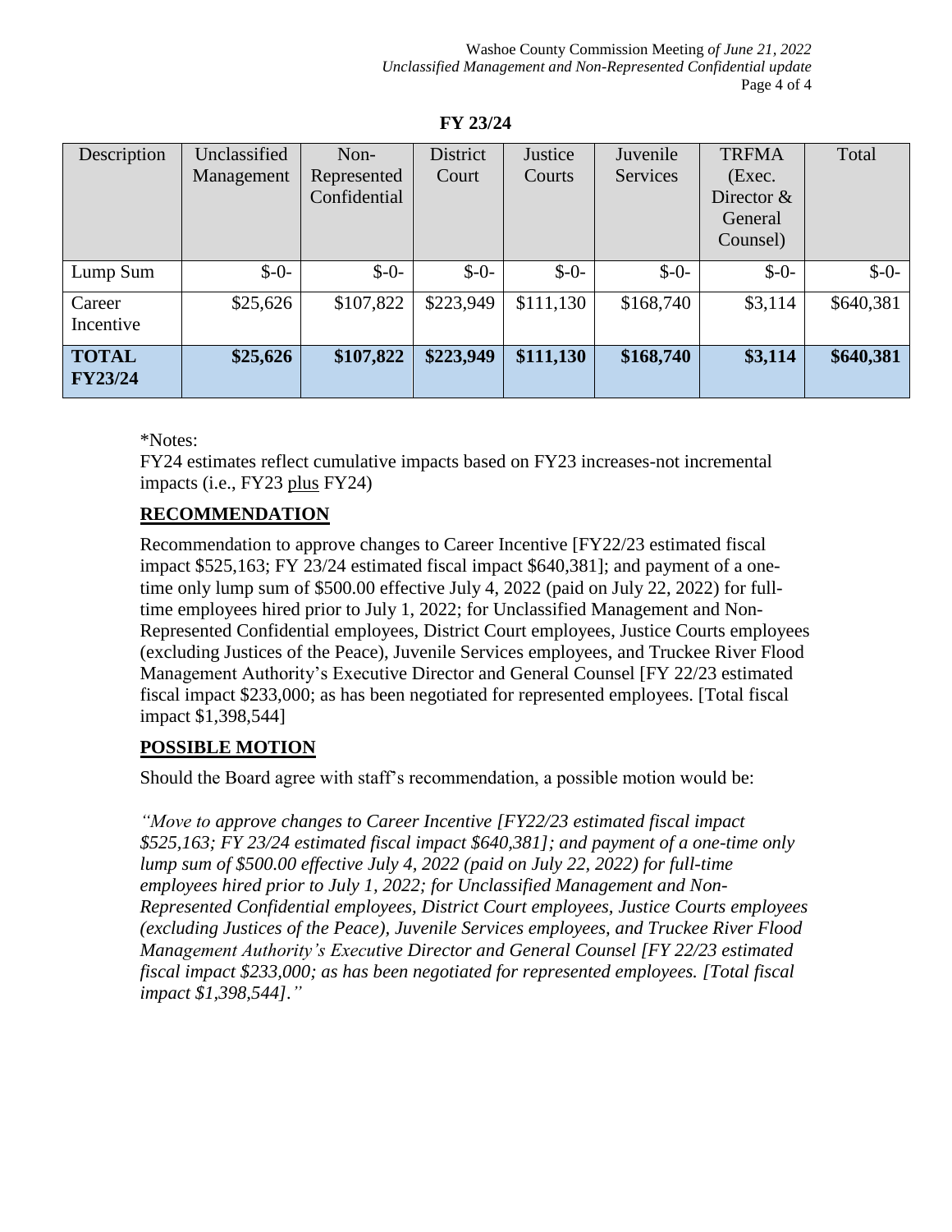**FY 23/24**

| Description | Unclassified Management | Non-Represented Confidential | District Court | Justice Courts | Juvenile Services | TRFMA (Exec. Director & General Counsel) | Total |
|---|---|---|---|---|---|---|---|
| Lump Sum | $-0- | $-0- | $-0- | $-0- | $-0- | $-0- | $-0- |
| Career Incentive | $25,626 | $107,822 | $223,949 | $111,130 | $168,740 | $3,114 | $640,381 |
| **TOTAL FY23/24** | **$25,626** | **$107,822** | **$223,949** | **$111,130** | **$168,740** | **$3,114** | **$640,381** |

*Notes:

FY24 estimates reflect cumulative impacts based on FY23 increases-not incremental impacts (i.e., FY23 plus FY24)

## RECOMMENDATION

Recommendation to approve changes to Career Incentive [FY22/23 estimated fiscal impact $525,163; FY 23/24 estimated fiscal impact $640,381]; and payment of a one-time only lump sum of $500.00 effective July 4, 2022 (paid on July 22, 2022) for full-time employees hired prior to July 1, 2022; for Unclassified Management and Non-Represented Confidential employees, District Court employees, Justice Courts employees (excluding Justices of the Peace), Juvenile Services employees, and Truckee River Flood Management Authority's Executive Director and General Counsel [FY 22/23 estimated fiscal impact $233,000; as has been negotiated for represented employees. [Total fiscal impact $1,398,544]

## POSSIBLE MOTION

Should the Board agree with staff's recommendation, a possible motion would be:

*"Move to approve changes to Career Incentive [FY22/23 estimated fiscal impact $525,163; FY 23/24 estimated fiscal impact $640,381]; and payment of a one-time only lump sum of $500.00 effective July 4, 2022 (paid on July 22, 2022) for full-time employees hired prior to July 1, 2022; for Unclassified Management and Non-Represented Confidential employees, District Court employees, Justice Courts employees (excluding Justices of the Peace), Juvenile Services employees, and Truckee River Flood Management Authority's Executive Director and General Counsel [FY 22/23 estimated fiscal impact $233,000; as has been negotiated for represented employees. [Total fiscal impact $1,398,544]."*